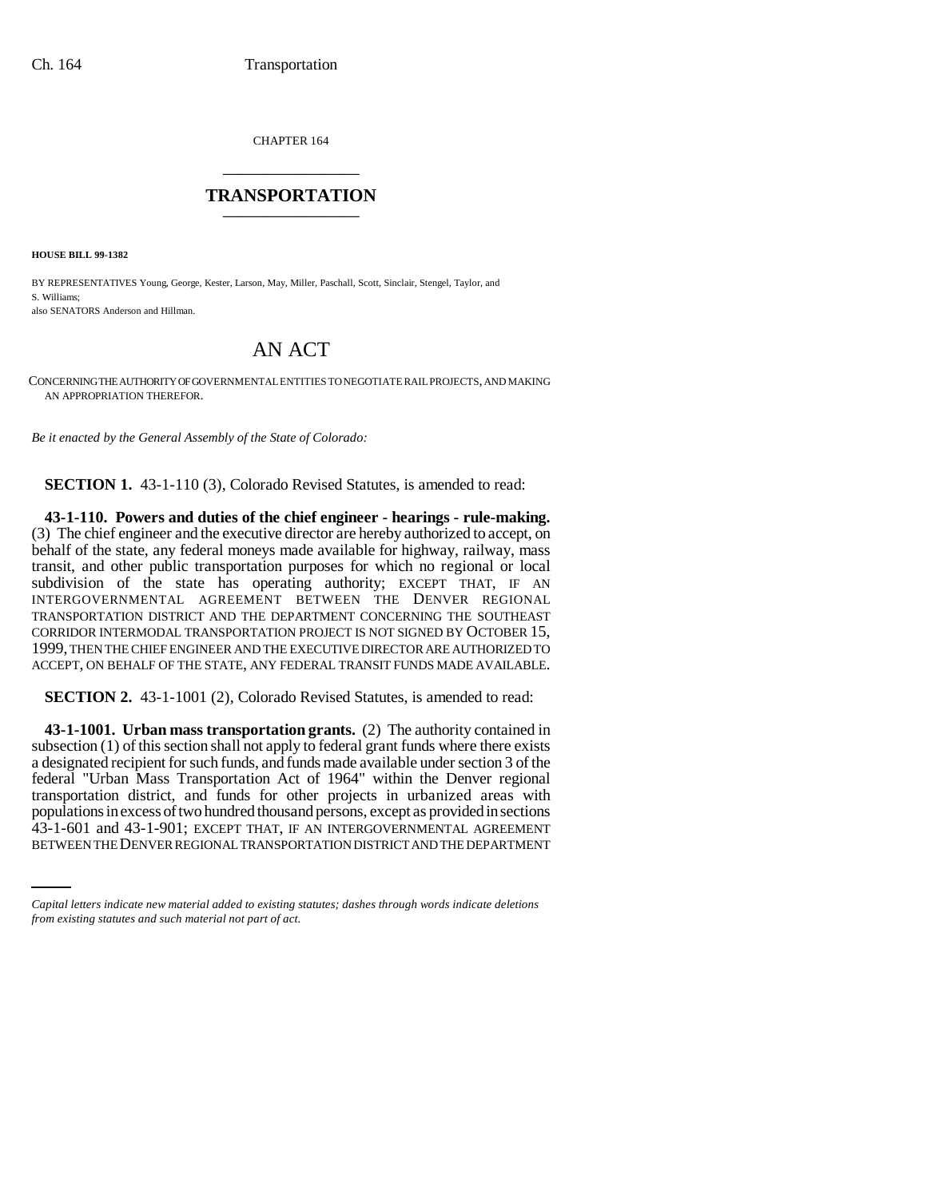CHAPTER 164

# TRANSPORTATION

**HOUSE BILL 99-1382**

BY REPRESENTATIVES Young, George, Kester, Larson, May, Miller, Paschall, Scott, Sinclair, Stengel, Taylor, and S. Williams;
also SENATORS Anderson and Hillman.

# AN ACT

CONCERNING THE AUTHORITY OF GOVERNMENTAL ENTITIES TO NEGOTIATE RAIL PROJECTS, AND MAKING AN APPROPRIATION THEREFOR.

*Be it enacted by the General Assembly of the State of Colorado:*

**SECTION 1.** 43-1-110 (3), Colorado Revised Statutes, is amended to read:

**43-1-110. Powers and duties of the chief engineer - hearings - rule-making.** (3) The chief engineer and the executive director are hereby authorized to accept, on behalf of the state, any federal moneys made available for highway, railway, mass transit, and other public transportation purposes for which no regional or local subdivision of the state has operating authority; EXCEPT THAT, IF AN INTERGOVERNMENTAL AGREEMENT BETWEEN THE DENVER REGIONAL TRANSPORTATION DISTRICT AND THE DEPARTMENT CONCERNING THE SOUTHEAST CORRIDOR INTERMODAL TRANSPORTATION PROJECT IS NOT SIGNED BY OCTOBER 15, 1999, THEN THE CHIEF ENGINEER AND THE EXECUTIVE DIRECTOR ARE AUTHORIZED TO ACCEPT, ON BEHALF OF THE STATE, ANY FEDERAL TRANSIT FUNDS MADE AVAILABLE.

**SECTION 2.** 43-1-1001 (2), Colorado Revised Statutes, is amended to read:

**43-1-1001. Urban mass transportation grants.** (2) The authority contained in subsection (1) of this section shall not apply to federal grant funds where there exists a designated recipient for such funds, and funds made available under section 3 of the federal "Urban Mass Transportation Act of 1964" within the Denver regional transportation district, and funds for other projects in urbanized areas with populations in excess of two hundred thousand persons, except as provided in sections 43-1-601 and 43-1-901; EXCEPT THAT, IF AN INTERGOVERNMENTAL AGREEMENT BETWEEN THE DENVER REGIONAL TRANSPORTATION DISTRICT AND THE DEPARTMENT

*Capital letters indicate new material added to existing statutes; dashes through words indicate deletions from existing statutes and such material not part of act.*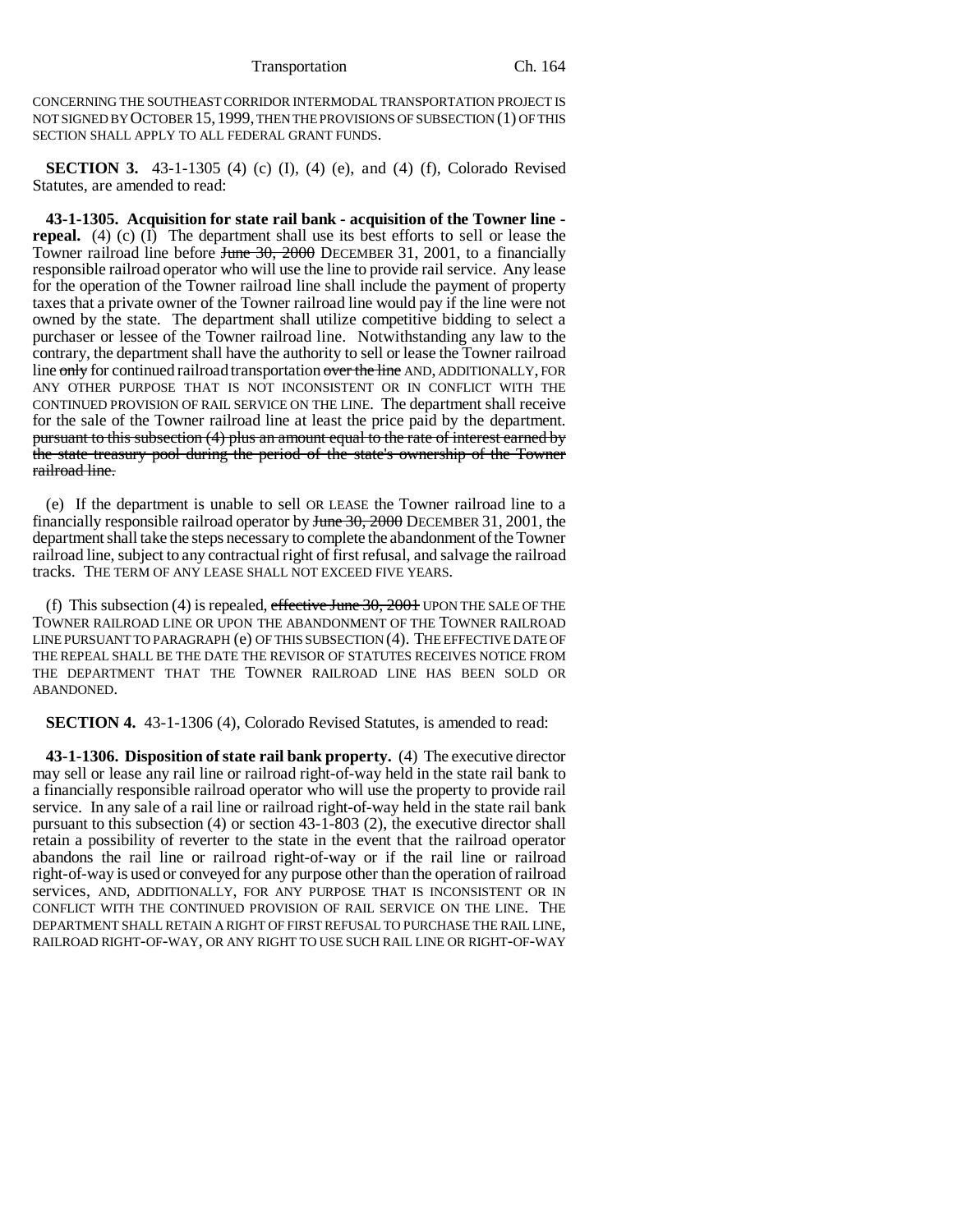CONCERNING THE SOUTHEAST CORRIDOR INTERMODAL TRANSPORTATION PROJECT IS NOT SIGNED BY OCTOBER 15, 1999, THEN THE PROVISIONS OF SUBSECTION (1) OF THIS SECTION SHALL APPLY TO ALL FEDERAL GRANT FUNDS.

**SECTION 3.** 43-1-1305 (4) (c) (I), (4) (e), and (4) (f), Colorado Revised Statutes, are amended to read:

**43-1-1305. Acquisition for state rail bank - acquisition of the Towner line - repeal.** (4) (c) (I) The department shall use its best efforts to sell or lease the Towner railroad line before ~~June 30, 2000~~ DECEMBER 31, 2001, to a financially responsible railroad operator who will use the line to provide rail service. Any lease for the operation of the Towner railroad line shall include the payment of property taxes that a private owner of the Towner railroad line would pay if the line were not owned by the state. The department shall utilize competitive bidding to select a purchaser or lessee of the Towner railroad line. Notwithstanding any law to the contrary, the department shall have the authority to sell or lease the Towner railroad line ~~only~~ for continued railroad transportation ~~over the line~~ AND, ADDITIONALLY, FOR ANY OTHER PURPOSE THAT IS NOT INCONSISTENT OR IN CONFLICT WITH THE CONTINUED PROVISION OF RAIL SERVICE ON THE LINE. The department shall receive for the sale of the Towner railroad line at least the price paid by the department. ~~pursuant to this subsection (4) plus an amount equal to the rate of interest earned by the state treasury pool during the period of the state's ownership of the Towner railroad line.~~

(e) If the department is unable to sell OR LEASE the Towner railroad line to a financially responsible railroad operator by ~~June 30, 2000~~ DECEMBER 31, 2001, the department shall take the steps necessary to complete the abandonment of the Towner railroad line, subject to any contractual right of first refusal, and salvage the railroad tracks. THE TERM OF ANY LEASE SHALL NOT EXCEED FIVE YEARS.

(f) This subsection (4) is repealed, ~~effective June 30, 2001~~ UPON THE SALE OF THE TOWNER RAILROAD LINE OR UPON THE ABANDONMENT OF THE TOWNER RAILROAD LINE PURSUANT TO PARAGRAPH (e) OF THIS SUBSECTION (4). THE EFFECTIVE DATE OF THE REPEAL SHALL BE THE DATE THE REVISOR OF STATUTES RECEIVES NOTICE FROM THE DEPARTMENT THAT THE TOWNER RAILROAD LINE HAS BEEN SOLD OR ABANDONED.

**SECTION 4.** 43-1-1306 (4), Colorado Revised Statutes, is amended to read:

**43-1-1306. Disposition of state rail bank property.** (4) The executive director may sell or lease any rail line or railroad right-of-way held in the state rail bank to a financially responsible railroad operator who will use the property to provide rail service. In any sale of a rail line or railroad right-of-way held in the state rail bank pursuant to this subsection (4) or section 43-1-803 (2), the executive director shall retain a possibility of reverter to the state in the event that the railroad operator abandons the rail line or railroad right-of-way or if the rail line or railroad right-of-way is used or conveyed for any purpose other than the operation of railroad services, AND, ADDITIONALLY, FOR ANY PURPOSE THAT IS INCONSISTENT OR IN CONFLICT WITH THE CONTINUED PROVISION OF RAIL SERVICE ON THE LINE. THE DEPARTMENT SHALL RETAIN A RIGHT OF FIRST REFUSAL TO PURCHASE THE RAIL LINE, RAILROAD RIGHT-OF-WAY, OR ANY RIGHT TO USE SUCH RAIL LINE OR RIGHT-OF-WAY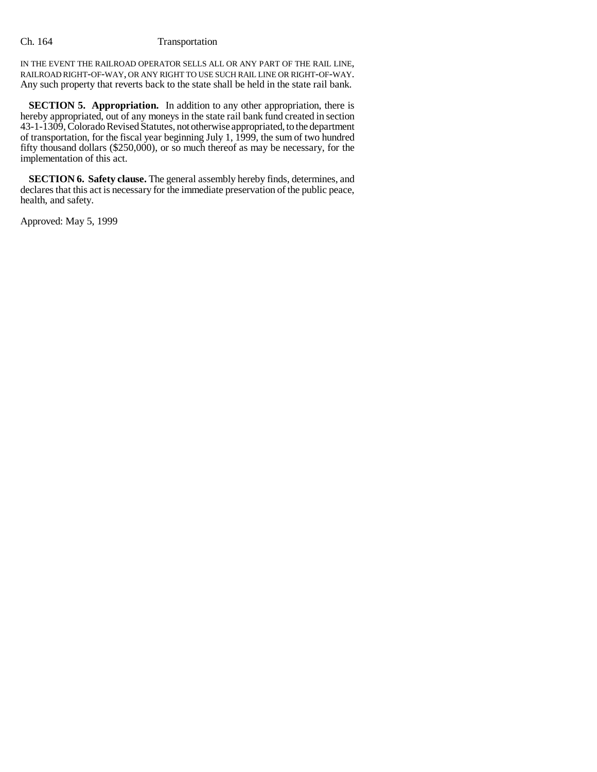IN THE EVENT THE RAILROAD OPERATOR SELLS ALL OR ANY PART OF THE RAIL LINE, RAILROAD RIGHT-OF-WAY, OR ANY RIGHT TO USE SUCH RAIL LINE OR RIGHT-OF-WAY. Any such property that reverts back to the state shall be held in the state rail bank.

**SECTION 5. Appropriation.** In addition to any other appropriation, there is hereby appropriated, out of any moneys in the state rail bank fund created in section 43-1-1309, Colorado Revised Statutes, not otherwise appropriated, to the department of transportation, for the fiscal year beginning July 1, 1999, the sum of two hundred fifty thousand dollars ($250,000), or so much thereof as may be necessary, for the implementation of this act.

**SECTION 6. Safety clause.** The general assembly hereby finds, determines, and declares that this act is necessary for the immediate preservation of the public peace, health, and safety.

Approved: May 5, 1999